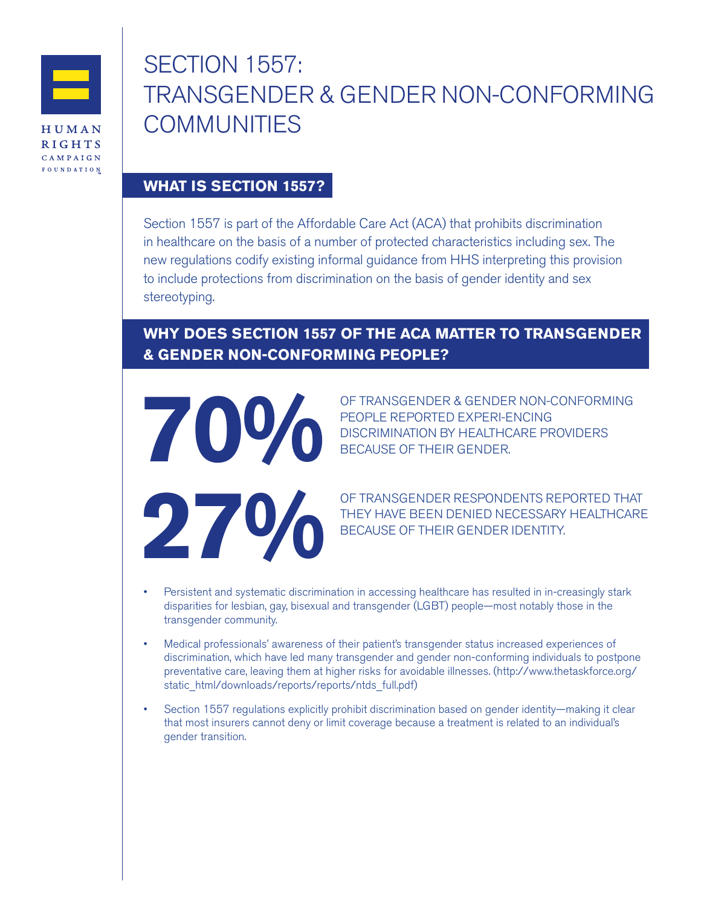HUMAN RIGHTS CAMPAIGN FOUNDATION

# SECTION 1557: TRANSGENDER & GENDER NON-CONFORMING COMMUNITIES

## WHAT IS SECTION 1557?

Section 1557 is part of the Affordable Care Act (ACA) that prohibits discrimination in healthcare on the basis of a number of protected characteristics including sex. The new regulations codify existing informal guidance from HHS interpreting this provision to include protections from discrimination on the basis of gender identity and sex stereotyping.

## WHY DOES SECTION 1557 OF THE ACA MATTER TO TRANSGENDER & GENDER NON-CONFORMING PEOPLE?

**70%** OF TRANSGENDER & GENDER NON-CONFORMING PEOPLE REPORTED EXPERI-ENCING DISCRIMINATION BY HEALTHCARE PROVIDERS BECAUSE OF THEIR GENDER.

**27%** OF TRANSGENDER RESPONDENTS REPORTED THAT THEY HAVE BEEN DENIED NECESSARY HEALTHCARE BECAUSE OF THEIR GENDER IDENTITY.

- Persistent and systematic discrimination in accessing healthcare has resulted in in-creasingly stark disparities for lesbian, gay, bisexual and transgender (LGBT) people—most notably those in the transgender community.
- Medical professionals' awareness of their patient's transgender status increased experiences of discrimination, which have led many transgender and gender non-conforming individuals to postpone preventative care, leaving them at higher risks for avoidable illnesses. (http://www.thetaskforce.org/static_html/downloads/reports/reports/ntds_full.pdf)
- Section 1557 regulations explicitly prohibit discrimination based on gender identity—making it clear that most insurers cannot deny or limit coverage because a treatment is related to an individual's gender transition.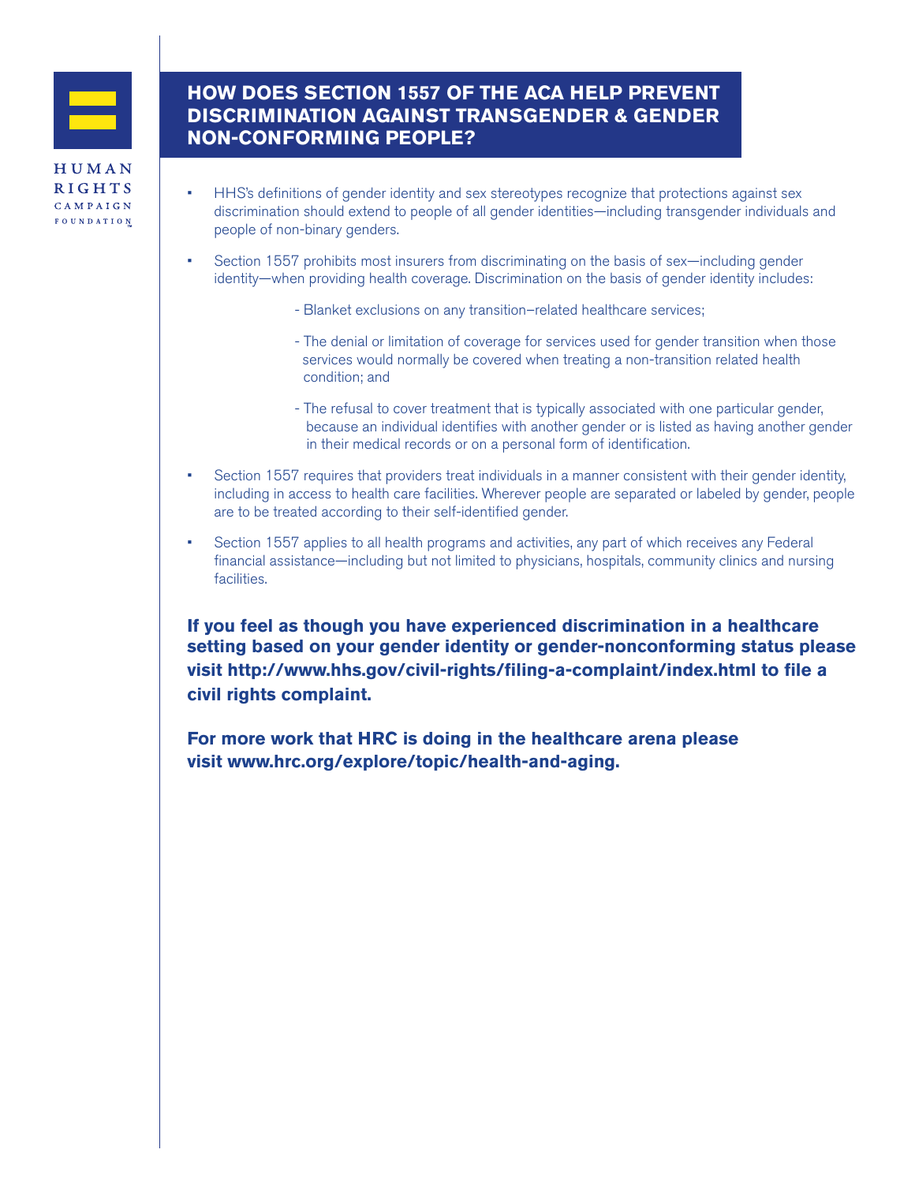## HOW DOES SECTION 1557 OF THE ACA HELP PREVENT DISCRIMINATION AGAINST TRANSGENDER & GENDER NON-CONFORMING PEOPLE?

- HHS's definitions of gender identity and sex stereotypes recognize that protections against sex discrimination should extend to people of all gender identities—including transgender individuals and people of non-binary genders.
- Section 1557 prohibits most insurers from discriminating on the basis of sex—including gender identity—when providing health coverage. Discrimination on the basis of gender identity includes:
  - Blanket exclusions on any transition–related healthcare services;
  - The denial or limitation of coverage for services used for gender transition when those services would normally be covered when treating a non-transition related health condition; and
  - The refusal to cover treatment that is typically associated with one particular gender, because an individual identifies with another gender or is listed as having another gender in their medical records or on a personal form of identification.
- Section 1557 requires that providers treat individuals in a manner consistent with their gender identity, including in access to health care facilities. Wherever people are separated or labeled by gender, people are to be treated according to their self-identified gender.
- Section 1557 applies to all health programs and activities, any part of which receives any Federal financial assistance—including but not limited to physicians, hospitals, community clinics and nursing facilities.

**If you feel as though you have experienced discrimination in a healthcare setting based on your gender identity or gender-nonconforming status please visit http://www.hhs.gov/civil-rights/filing-a-complaint/index.html to file a civil rights complaint.**

**For more work that HRC is doing in the healthcare arena please visit www.hrc.org/explore/topic/health-and-aging.**